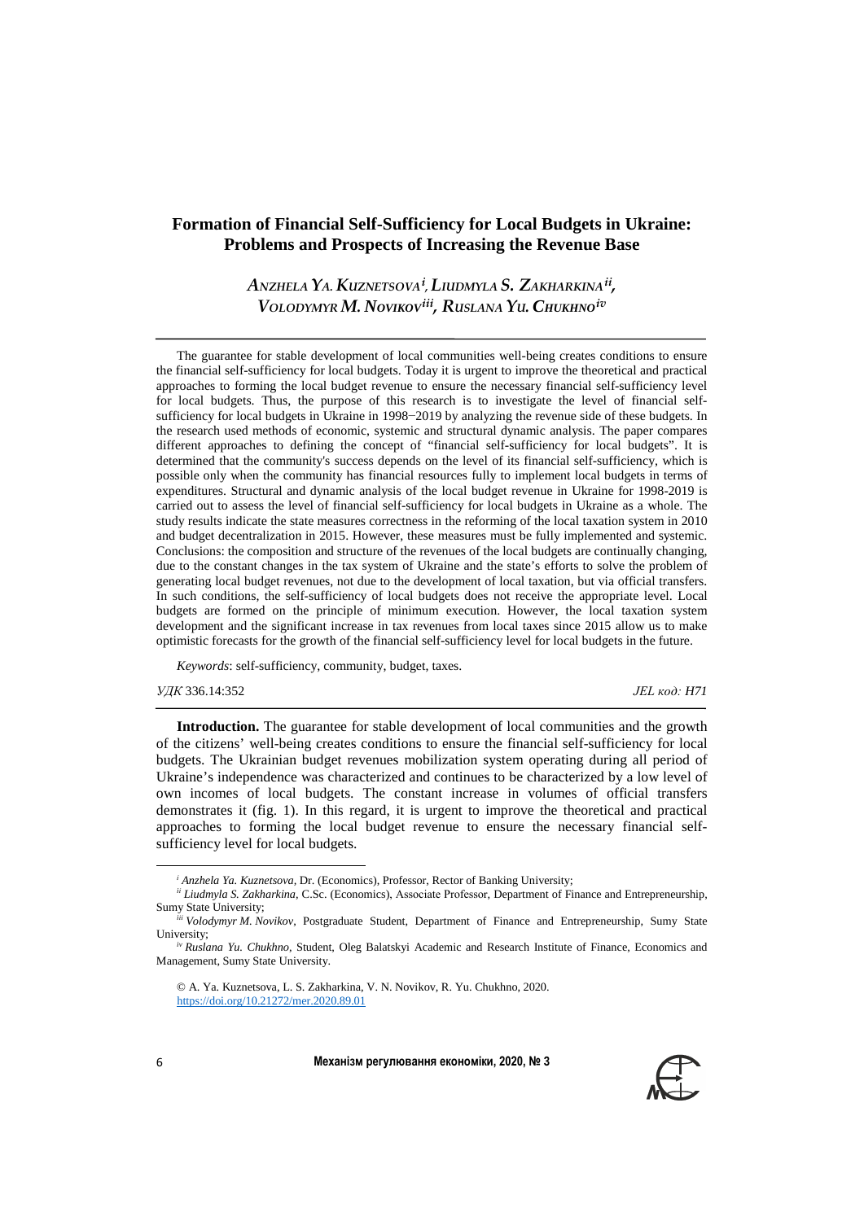# Formation of Financial Self-Sufficiency for Local Budgets in Ukraine: Problems and Prospects of Increasing the Revenue Base

*ANZHELA YA. KUZNETSOVA*[i], *LIUDMYLA S. ZAKHARKINA*[ii], *VOLODYMYR M. NOVIKOV*[iii], *RUSLANA YU. CHUKHNO*[iv]

The guarantee for stable development of local communities well-being creates conditions to ensure the financial self-sufficiency for local budgets. Today it is urgent to improve the theoretical and practical approaches to forming the local budget revenue to ensure the necessary financial self-sufficiency level for local budgets. Thus, the purpose of this research is to investigate the level of financial self-sufficiency for local budgets in Ukraine in 1998−2019 by analyzing the revenue side of these budgets. In the research used methods of economic, systemic and structural dynamic analysis. The paper compares different approaches to defining the concept of "financial self-sufficiency for local budgets". It is determined that the community's success depends on the level of its financial self-sufficiency, which is possible only when the community has financial resources fully to implement local budgets in terms of expenditures. Structural and dynamic analysis of the local budget revenue in Ukraine for 1998-2019 is carried out to assess the level of financial self-sufficiency for local budgets in Ukraine as a whole. The study results indicate the state measures correctness in the reforming of the local taxation system in 2010 and budget decentralization in 2015. However, these measures must be fully implemented and systemic. Conclusions: the composition and structure of the revenues of the local budgets are continually changing, due to the constant changes in the tax system of Ukraine and the state's efforts to solve the problem of generating local budget revenues, not due to the development of local taxation, but via official transfers. In such conditions, the self-sufficiency of local budgets does not receive the appropriate level. Local budgets are formed on the principle of minimum execution. However, the local taxation system development and the significant increase in tax revenues from local taxes since 2015 allow us to make optimistic forecasts for the growth of the financial self-sufficiency level for local budgets in the future.

*Keywords*: self-sufficiency, community, budget, taxes.

*УДК* 336.14:352 *JEL код: H71*

**Introduction.** The guarantee for stable development of local communities and the growth of the citizens' well-being creates conditions to ensure the financial self-sufficiency for local budgets. The Ukrainian budget revenues mobilization system operating during all period of Ukraine's independence was characterized and continues to be characterized by a low level of own incomes of local budgets. The constant increase in volumes of official transfers demonstrates it (fig. 1). In this regard, it is urgent to improve the theoretical and practical approaches to forming the local budget revenue to ensure the necessary financial self-sufficiency level for local budgets.

---

[i] *Anzhela Ya. Kuznetsova*, Dr. (Economics), Professor, Rector of Banking University;

[ii] *Liudmyla S. Zakharkina*, C.Sc. (Economics), Associate Professor, Department of Finance and Entrepreneurship, Sumy State University;

[iii] *Volodymyr M. Novikov*, Postgraduate Student, Department of Finance and Entrepreneurship, Sumy State University;

[iv] *Ruslana Yu. Chukhno*, Student, Oleg Balatskyi Academic and Research Institute of Finance, Economics and Management, Sumy State University.

© A. Ya. Kuznetsova, L. S. Zakharkina, V. N. Novikov, R. Yu. Chukhno, 2020.
https://doi.org/10.21272/mer.2020.89.01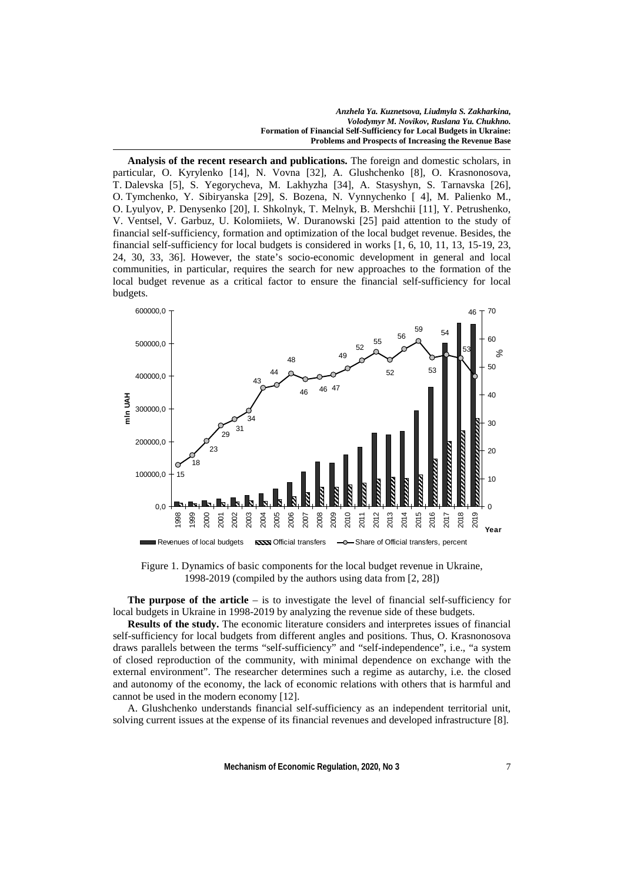**Analysis of the recent research and publications.** The foreign and domestic scholars, in particular, O. Kyrylenko [14], N. Vovna [32], A. Glushchenko [8], O. Krasnonosova, T. Dalevska [5], S. Yegorycheva, M. Lakhyzha [34], A. Stasyshyn, S. Tarnavska [26], O. Tymchenko, Y. Sibiryanska [29], S. Bozena, N. Vynnychenko [ 4], M. Palienko M., O. Lyulyov, P. Denysenko [20], I. Shkolnyk, T. Melnyk, B. Mershchii [11], Y. Petrushenko, V. Ventsel, V. Garbuz, U. Kolomiiets, W. Duranowski [25] paid attention to the study of financial self-sufficiency, formation and optimization of the local budget revenue. Besides, the financial self-sufficiency for local budgets is considered in works [1, 6, 10, 11, 13, 15-19, 23, 24, 30, 33, 36]. However, the state's socio-economic development in general and local communities, in particular, requires the search for new approaches to the formation of the local budget revenue as a critical factor to ensure the financial self-sufficiency for local budgets.

Figure 1. Dynamics of basic components for the local budget revenue in Ukraine, 1998-2019 (compiled by the authors using data from [2, 28])

**The purpose of the article** – is to investigate the level of financial self-sufficiency for local budgets in Ukraine in 1998-2019 by analyzing the revenue side of these budgets.

**Results of the study.** The economic literature considers and interpretes issues of financial self-sufficiency for local budgets from different angles and positions. Thus, O. Krasnonosova draws parallels between the terms "self-sufficiency" and "self-independence", i.e., "a system of closed reproduction of the community, with minimal dependence on exchange with the external environment". The researcher determines such a regime as autarchy, i.e. the closed and autonomy of the economy, the lack of economic relations with others that is harmful and cannot be used in the modern economy [12].

A. Glushchenko understands financial self-sufficiency as an independent territorial unit, solving current issues at the expense of its financial revenues and developed infrastructure [8].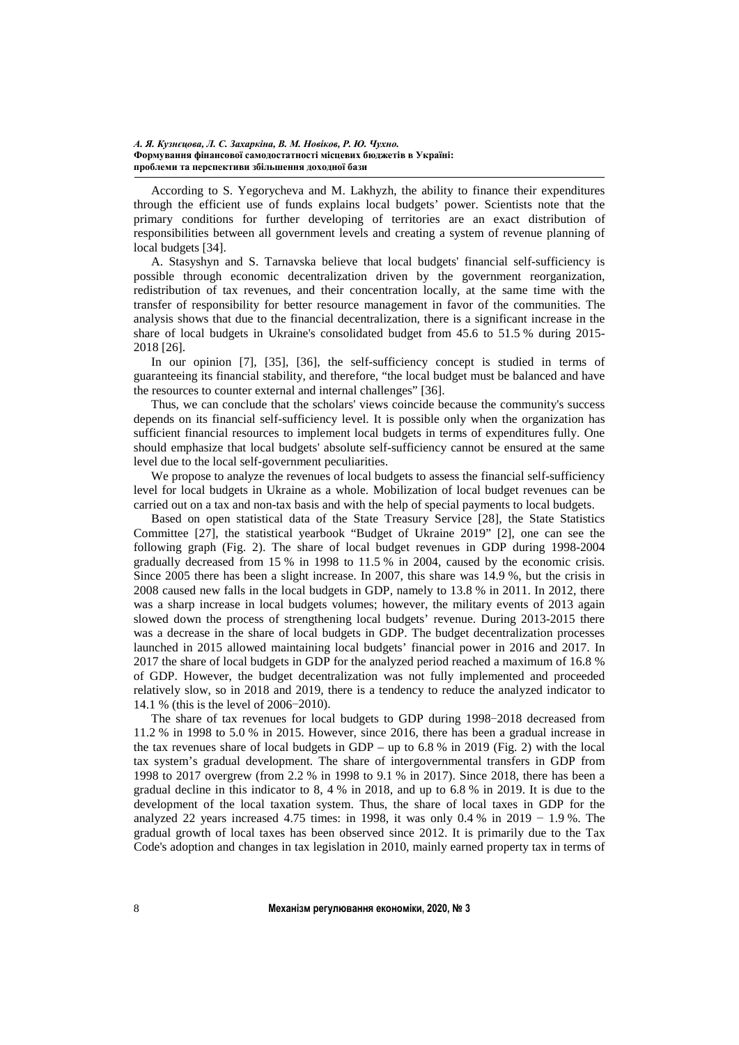According to S. Yegorycheva and M. Lakhyzh, the ability to finance their expenditures through the efficient use of funds explains local budgets' power. Scientists note that the primary conditions for further developing of territories are an exact distribution of responsibilities between all government levels and creating a system of revenue planning of local budgets [34].

A. Stasyshyn and S. Tarnavska believe that local budgets' financial self-sufficiency is possible through economic decentralization driven by the government reorganization, redistribution of tax revenues, and their concentration locally, at the same time with the transfer of responsibility for better resource management in favor of the communities. The analysis shows that due to the financial decentralization, there is a significant increase in the share of local budgets in Ukraine's consolidated budget from 45.6 to 51.5 % during 2015-2018 [26].

In our opinion [7], [35], [36], the self-sufficiency concept is studied in terms of guaranteeing its financial stability, and therefore, "the local budget must be balanced and have the resources to counter external and internal challenges" [36].

Thus, we can conclude that the scholars' views coincide because the community's success depends on its financial self-sufficiency level. It is possible only when the organization has sufficient financial resources to implement local budgets in terms of expenditures fully. One should emphasize that local budgets' absolute self-sufficiency cannot be ensured at the same level due to the local self-government peculiarities.

We propose to analyze the revenues of local budgets to assess the financial self-sufficiency level for local budgets in Ukraine as a whole. Mobilization of local budget revenues can be carried out on a tax and non-tax basis and with the help of special payments to local budgets.

Based on open statistical data of the State Treasury Service [28], the State Statistics Committee [27], the statistical yearbook "Budget of Ukraine 2019" [2], one can see the following graph (Fig. 2). The share of local budget revenues in GDP during 1998-2004 gradually decreased from 15 % in 1998 to 11.5 % in 2004, caused by the economic crisis. Since 2005 there has been a slight increase. In 2007, this share was 14.9 %, but the crisis in 2008 caused new falls in the local budgets in GDP, namely to 13.8 % in 2011. In 2012, there was a sharp increase in local budgets volumes; however, the military events of 2013 again slowed down the process of strengthening local budgets' revenue. During 2013-2015 there was a decrease in the share of local budgets in GDP. The budget decentralization processes launched in 2015 allowed maintaining local budgets' financial power in 2016 and 2017. In 2017 the share of local budgets in GDP for the analyzed period reached a maximum of 16.8 % of GDP. However, the budget decentralization was not fully implemented and proceeded relatively slow, so in 2018 and 2019, there is a tendency to reduce the analyzed indicator to 14.1 % (this is the level of 2006−2010).

The share of tax revenues for local budgets to GDP during 1998−2018 decreased from 11.2 % in 1998 to 5.0 % in 2015. However, since 2016, there has been a gradual increase in the tax revenues share of local budgets in GDP – up to 6.8 % in 2019 (Fig. 2) with the local tax system's gradual development. The share of intergovernmental transfers in GDP from 1998 to 2017 overgrew (from 2.2 % in 1998 to 9.1 % in 2017). Since 2018, there has been a gradual decline in this indicator to 8, 4 % in 2018, and up to 6.8 % in 2019. It is due to the development of the local taxation system. Thus, the share of local taxes in GDP for the analyzed 22 years increased 4.75 times: in 1998, it was only 0.4 % in 2019 − 1.9 %. The gradual growth of local taxes has been observed since 2012. It is primarily due to the Tax Code's adoption and changes in tax legislation in 2010, mainly earned property tax in terms of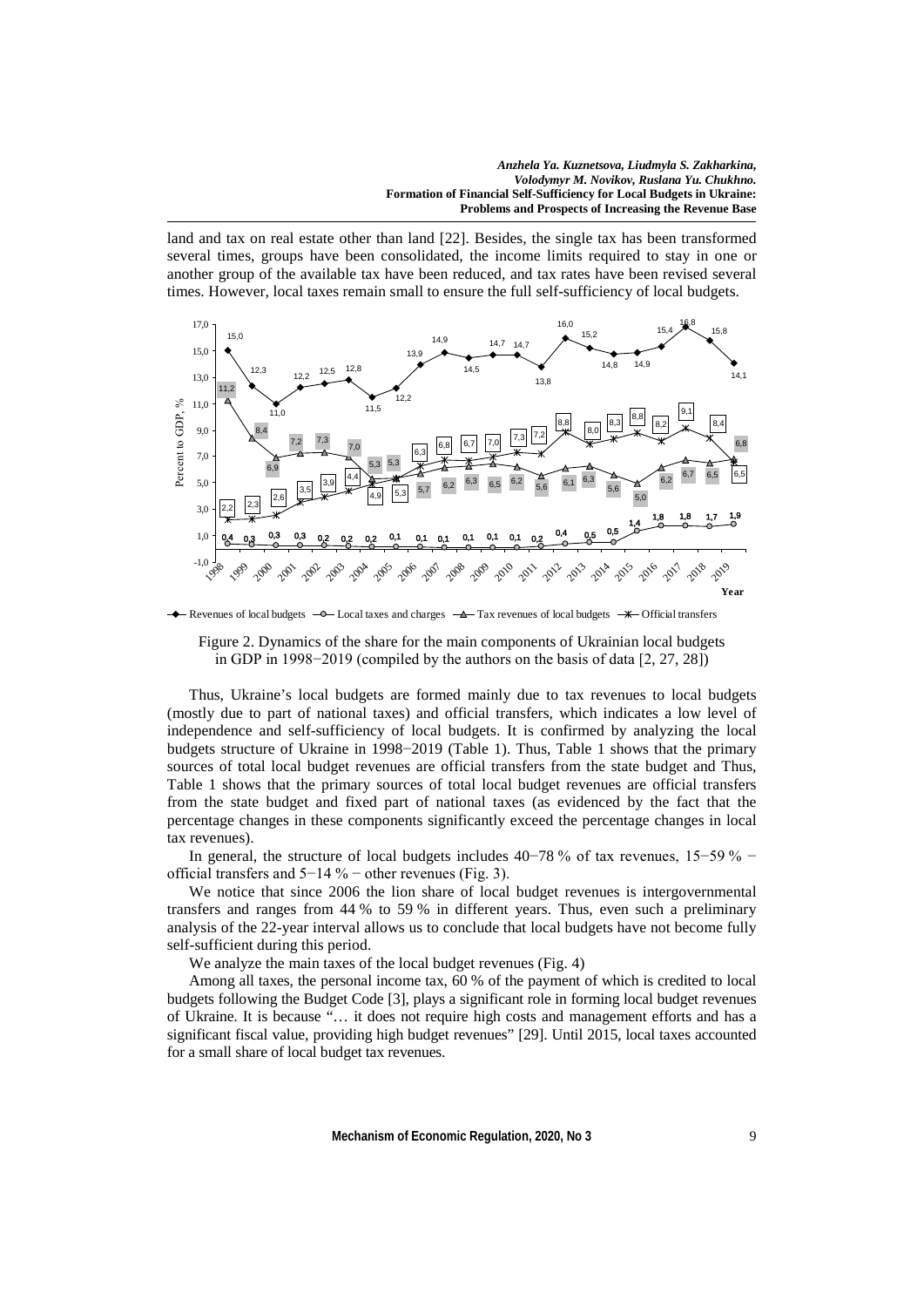land and tax on real estate other than land [22]. Besides, the single tax has been transformed several times, groups have been consolidated, the income limits required to stay in one or another group of the available tax have been reduced, and tax rates have been revised several times. However, local taxes remain small to ensure the full self-sufficiency of local budgets.

Figure 2. Dynamics of the share for the main components of Ukrainian local budgets in GDP in 1998−2019 (compiled by the authors on the basis of data [2, 27, 28])

Thus, Ukraine's local budgets are formed mainly due to tax revenues to local budgets (mostly due to part of national taxes) and official transfers, which indicates a low level of independence and self-sufficiency of local budgets. It is confirmed by analyzing the local budgets structure of Ukraine in 1998−2019 (Table 1). Thus, Table 1 shows that the primary sources of total local budget revenues are official transfers from the state budget and Thus, Table 1 shows that the primary sources of total local budget revenues are official transfers from the state budget and fixed part of national taxes (as evidenced by the fact that the percentage changes in these components significantly exceed the percentage changes in local tax revenues).

In general, the structure of local budgets includes 40−78 % of tax revenues, 15−59 % − official transfers and 5−14 % − other revenues (Fig. 3).

We notice that since 2006 the lion share of local budget revenues is intergovernmental transfers and ranges from 44 % to 59 % in different years. Thus, even such a preliminary analysis of the 22-year interval allows us to conclude that local budgets have not become fully self-sufficient during this period.

We analyze the main taxes of the local budget revenues (Fig. 4)

Among all taxes, the personal income tax, 60 % of the payment of which is credited to local budgets following the Budget Code [3], plays a significant role in forming local budget revenues of Ukraine. It is because "… it does not require high costs and management efforts and has a significant fiscal value, providing high budget revenues" [29]. Until 2015, local taxes accounted for a small share of local budget tax revenues.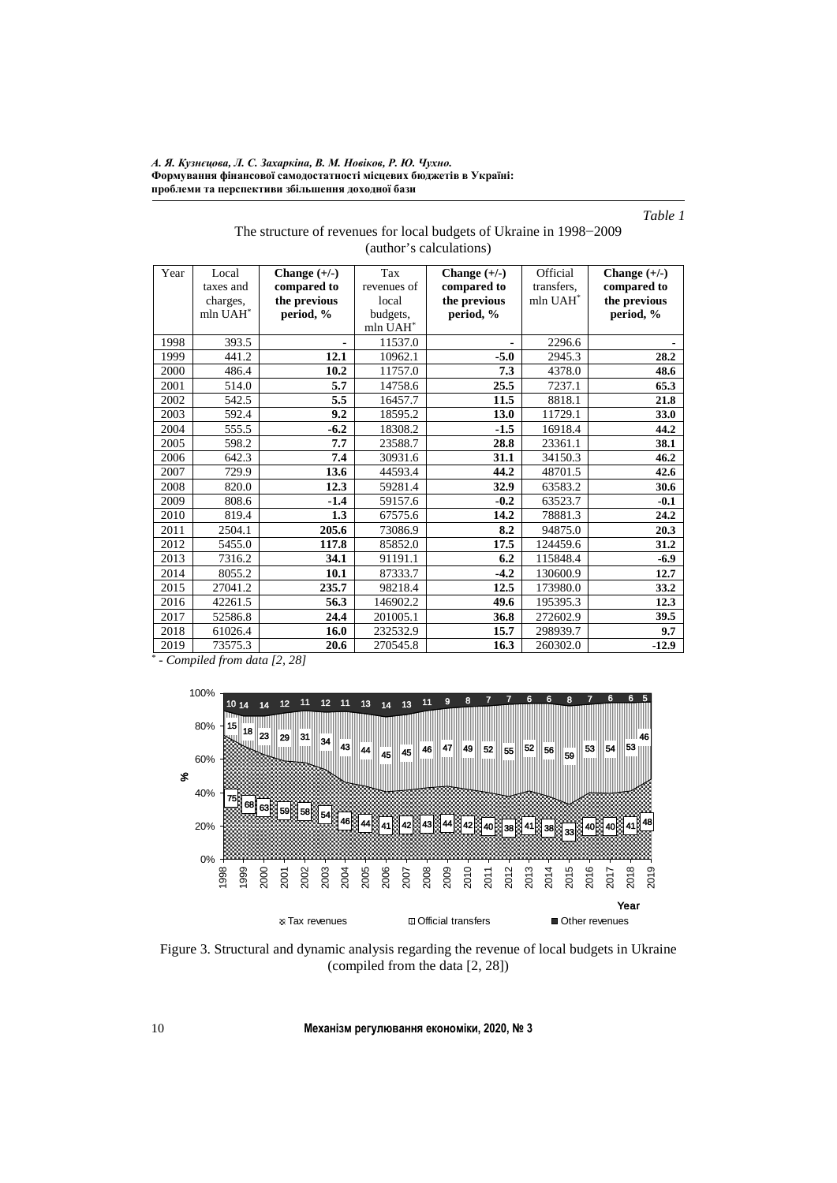*Table 1*

The structure of revenues for local budgets of Ukraine in 1998−2009
(author's calculations)

| Year | Local taxes and charges, mln UAH* | **Change (+/-) compared to the previous period, %** | Tax revenues of local budgets, mln UAH* | **Change (+/-) compared to the previous period, %** | Official transfers, mln UAH* | **Change (+/-) compared to the previous period, %** |
|---|---|---|---|---|---|---|
| 1998 | 393.5 | - | 11537.0 | - | 2296.6 | - |
| 1999 | 441.2 | **12.1** | 10962.1 | **-5.0** | 2945.3 | **28.2** |
| 2000 | 486.4 | **10.2** | 11757.0 | **7.3** | 4378.0 | **48.6** |
| 2001 | 514.0 | **5.7** | 14758.6 | **25.5** | 7237.1 | **65.3** |
| 2002 | 542.5 | **5.5** | 16457.7 | **11.5** | 8818.1 | **21.8** |
| 2003 | 592.4 | **9.2** | 18595.2 | **13.0** | 11729.1 | **33.0** |
| 2004 | 555.5 | **-6.2** | 18308.2 | **-1.5** | 16918.4 | **44.2** |
| 2005 | 598.2 | **7.7** | 23588.7 | **28.8** | 23361.1 | **38.1** |
| 2006 | 642.3 | **7.4** | 30931.6 | **31.1** | 34150.3 | **46.2** |
| 2007 | 729.9 | **13.6** | 44593.4 | **44.2** | 48701.5 | **42.6** |
| 2008 | 820.0 | **12.3** | 59281.4 | **32.9** | 63583.2 | **30.6** |
| 2009 | 808.6 | **-1.4** | 59157.6 | **-0.2** | 63523.7 | **-0.1** |
| 2010 | 819.4 | **1.3** | 67575.6 | **14.2** | 78881.3 | **24.2** |
| 2011 | 2504.1 | **205.6** | 73086.9 | **8.2** | 94875.0 | **20.3** |
| 2012 | 5455.0 | **117.8** | 85852.0 | **17.5** | 124459.6 | **31.2** |
| 2013 | 7316.2 | **34.1** | 91191.1 | **6.2** | 115848.4 | **-6.9** |
| 2014 | 8055.2 | **10.1** | 87333.7 | **-4.2** | 130600.9 | **12.7** |
| 2015 | 27041.2 | **235.7** | 98218.4 | **12.5** | 173980.0 | **33.2** |
| 2016 | 42261.5 | **56.3** | 146902.2 | **49.6** | 195395.3 | **12.3** |
| 2017 | 52586.8 | **24.4** | 201005.1 | **36.8** | 272602.9 | **39.5** |
| 2018 | 61026.4 | **16.0** | 232532.9 | **15.7** | 298939.7 | **9.7** |
| 2019 | 73575.3 | **20.6** | 270545.8 | **16.3** | 260302.0 | **-12.9** |

\* *- Compiled from data [2, 28]*

Figure 3. Structural and dynamic analysis regarding the revenue of local budgets in Ukraine (compiled from the data [2, 28])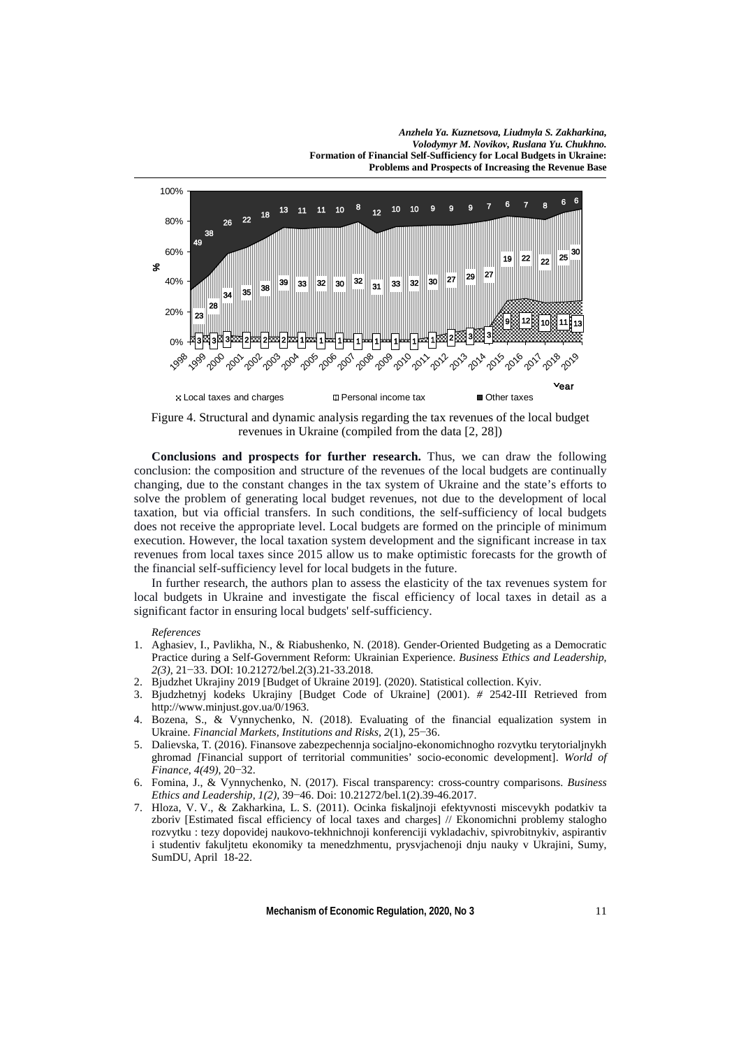Figure 4. Structural and dynamic analysis regarding the tax revenues of the local budget revenues in Ukraine (compiled from the data [2, 28])

**Conclusions and prospects for further research.** Thus, we can draw the following conclusion: the composition and structure of the revenues of the local budgets are continually changing, due to the constant changes in the tax system of Ukraine and the state's efforts to solve the problem of generating local budget revenues, not due to the development of local taxation, but via official transfers. In such conditions, the self-sufficiency of local budgets does not receive the appropriate level. Local budgets are formed on the principle of minimum execution. However, the local taxation system development and the significant increase in tax revenues from local taxes since 2015 allow us to make optimistic forecasts for the growth of the financial self-sufficiency level for local budgets in the future.

In further research, the authors plan to assess the elasticity of the tax revenues system for local budgets in Ukraine and investigate the fiscal efficiency of local taxes in detail as a significant factor in ensuring local budgets' self-sufficiency.

*References*

1. Aghasiev, I., Pavlikha, N., & Riabushenko, N. (2018). Gender-Oriented Budgeting as a Democratic Practice during a Self-Government Reform: Ukrainian Experience. *Business Ethics and Leadership, 2(3)*, 21−33. DOI: 10.21272/bel.2(3).21-33.2018.
2. Bjudzhet Ukrajiny 2019 [Budget of Ukraine 2019]. (2020). Statistical collection. Kyiv.
3. Bjudzhetnyj kodeks Ukrajiny [Budget Code of Ukraine] (2001). # 2542-III Retrieved from http://www.minjust.gov.ua/0/1963.
4. Bozena, S., & Vynnychenko, N. (2018). Evaluating of the financial equalization system in Ukraine. *Financial Markets, Institutions and Risks, 2*(1), 25−36.
5. Dalievska, T. (2016). Finansove zabezpechennja socialjno-ekonomichnogho rozvytku terytorialjnykh ghromad *[*Financial support of territorial communities' socio-economic development]. *World of Finance, 4(49)*, 20−32.
6. Fomina, J., & Vynnychenko, N. (2017). Fiscal transparency: cross-country comparisons. *Business Ethics and Leadership, 1(2)*, 39−46. Doi: 10.21272/bel.1(2).39-46.2017.
7. Hloza, V. V., & Zakharkina, L. S. (2011). Ocinka fiskaljnoji efektyvnosti miscevykh podatkiv ta zboriv [Estimated fiscal efficiency of local taxes and charges] // Ekonomichni problemy staloghо rozvytku : tezy dopovidej naukovo-tekhnichnoji konferenciji vykladachiv, spivrobitnykiv, aspirantiv i studentiv fakuljtetu ekonomiky ta menedzhmentu, prysvjachenoji dnju nauky v Ukrajini, Sumy, SumDU, April 18-22.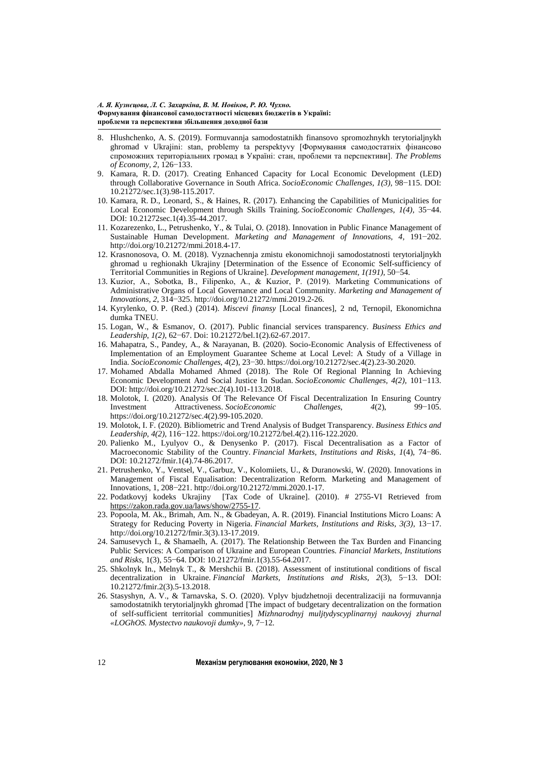8. Hlushchenko, A. S. (2019). Formuvannja samodostatnikh finansovo spromozhnykh terytorialjnykh ghromad v Ukrajini: stan, problemy ta perspektyvy [Формування самодостатніх фінансово спроможних територіальних громад в Україні: стан, проблеми та перспективи]. *The Problems of Economy, 2,* 126−133.
9. Kamara, R. D. (2017). Creating Enhanced Capacity for Local Economic Development (LED) through Collaborative Governance in South Africa. *SocioEconomic Challenges, 1(3),* 98−115. DOI: 10.21272/sec.1(3).98-115.2017.
10. Kamara, R. D., Leonard, S., & Haines, R. (2017). Enhancing the Capabilities of Municipalities for Local Economic Development through Skills Training. *SocioEconomic Challenges, 1(4),* 35−44. DOI: 10.21272sec.1(4).35-44.2017.
11. Kozarezenko, L., Petrushenko, Y., & Tulai, O. (2018). Innovation in Public Finance Management of Sustainable Human Development. *Marketing and Management of Innovations, 4,* 191−202. http://doi.org/10.21272/mmi.2018.4-17.
12. Krasnonosova, O. M. (2018). Vyznachennja zmistu ekonomichnoji samodostatnosti terytorialjnykh ghromad u reghionakh Ukrajiny [Determination of the Essence of Economic Self-sufficiency of Territorial Communities in Regions of Ukraine]. *Development management, 1(191),* 50−54.
13. Kuzior, A., Sobotka, B., Filipenko, A., & Kuzior, P. (2019). Marketing Communications of Administrative Organs of Local Governance and Local Community. *Marketing and Management of Innovations, 2,* 314−325. http://doi.org/10.21272/mmi.2019.2-26.
14. Kyrylenko, O. P. (Red.) (2014). *Miscevi finansy* [Local finances], 2 nd, Ternopil, Ekonomichna dumka TNEU.
15. Logan, W., & Esmanov, O. (2017). Public financial services transparency. *Business Ethics and Leadership, 1(2),* 62−67. Doi: 10.21272/bel.1(2).62-67.2017.
16. Mahapatra, S., Pandey, A., & Narayanan, B. (2020). Socio-Economic Analysis of Effectiveness of Implementation of an Employment Guarantee Scheme at Local Level: A Study of a Village in India. *SocioEconomic Challenges, 4*(2), 23−30. https://doi.org/10.21272/sec.4(2).23-30.2020.
17. Mohamed Abdalla Mohamed Ahmed (2018). The Role Of Regional Planning In Achieving Economic Development And Social Justice In Sudan. *SocioEconomic Challenges, 4(2),* 101−113. DOI: http://doi.org/10.21272/sec.2(4).101-113.2018.
18. Molotok, I. (2020). Analysis Of The Relevance Of Fiscal Decentralization In Ensuring Country Investment Attractiveness. *SocioEconomic Challenges, 4*(2), 99−105. https://doi.org/10.21272/sec.4(2).99-105.2020.
19. Molotok, I. F. (2020). Bibliometric and Trend Analysis of Budget Transparency. *Business Ethics and Leadership, 4(2),* 116−122. https://doi.org/10.21272/bel.4(2).116-122.2020.
20. Palienko M., Lyulyov O., & Denysenko P. (2017). Fiscal Decentralisation as a Factor of Macroeconomic Stability of the Country. *Financial Markets, Institutions and Risks, 1*(4), 74−86. DOI: 10.21272/fmir.1(4).74-86.2017.
21. Petrushenko, Y., Ventsel, V., Garbuz, V., Kolomiiets, U., & Duranowski, W. (2020). Innovations in Management of Fiscal Equalisation: Decentralization Reform. Marketing and Management of Innovations, 1, 208−221. http://doi.org/10.21272/mmi.2020.1-17.
22. Podatkovyj kodeks Ukrajiny [Tax Code of Ukraine]. (2010). # 2755-VI Retrieved from https://zakon.rada.gov.ua/laws/show/2755-17.
23. Popoola, M. Ak., Brimah, Am. N., & Gbadeyan, A. R. (2019). Financial Institutions Micro Loans: A Strategy for Reducing Poverty in Nigeria. *Financial Markets, Institutions and Risks, 3(3),* 13−17. http://doi.org/10.21272/fmir.3(3).13-17.2019.
24. Samusevych I., & Shamaelh, A. (2017). The Relationship Between the Tax Burden and Financing Public Services: A Comparison of Ukraine and European Countries. *Financial Markets, Institutions and Risks,* 1(3), 55−64. DOI: 10.21272/fmir.1(3).55-64.2017.
25. Shkolnyk In., Melnyk T., & Mershchii B. (2018). Assessment of institutional conditions of fiscal decentralization in Ukraine. *Financial Markets, Institutions and Risks, 2*(3), 5−13. DOI: 10.21272/fmir.2(3).5-13.2018.
26. Stasyshyn, A. V., & Tarnavska, S. O. (2020). Vplyv bjudzhetnoji decentralizaciji na formuvannja samodostatnikh terytorialjnykh ghromad [The impact of budgetary decentralization on the formation of self-sufficient territorial communities] *Mizhnarodnyj muljtydyscyplinarnyj naukovyj zhurnal «LOGhOS. Mystectvo naukovoji dumky»,* 9, 7−12.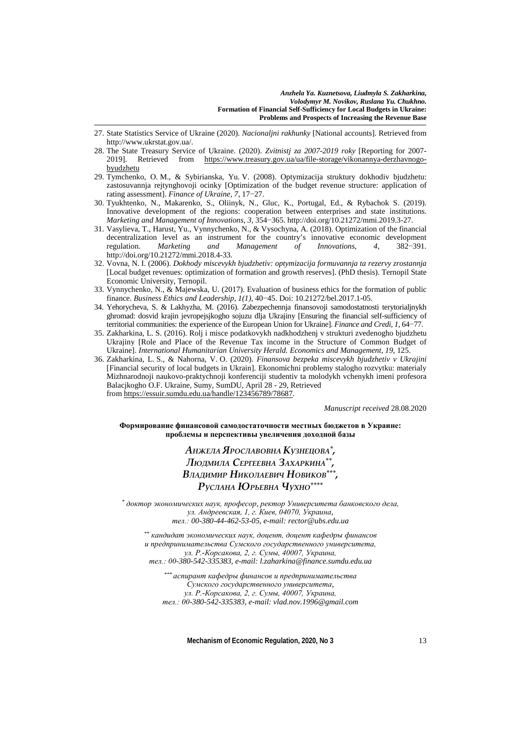27. State Statistics Service of Ukraine (2020). *Nacionaljni rakhunky* [National accounts]. Retrieved from http://www.ukrstat.gov.ua/.
28. The State Treasury Service of Ukraine. (2020). *Zvitnistj za 2007-2019 roky* [Reporting for 2007-2019]. Retrieved from https://www.treasury.gov.ua/ua/file-storage/vikonannya-derzhavnogo-byudzhetu
29. Tymchenko, O. M., & Sybirianska, Yu. V. (2008). Optymizacija struktury dokhodiv bjudzhetu: zastosuvannja rejtynghovoji ocinky [Optimization of the budget revenue structure: application of rating assessment]. *Finance of Ukraine, 7*, 17−27.
30. Tyukhtenko, N., Makarenko, S., Oliinyk, N., Gluc, K., Portugal, Ed., & Rybachok S. (2019). Innovative development of the regions: cooperation between enterprises and state institutions. *Marketing and Management of Innovations, 3*, 354−365. http://doi.org/10.21272/mmi.2019.3-27.
31. Vasylieva, T., Harust, Yu., Vynnychenko, N., & Vysochyna, A. (2018). Optimization of the financial decentralization level as an instrument for the country's innovative economic development regulation. *Marketing and Management of Innovations, 4*, 382−391. http://doi.org/10.21272/mmi.2018.4-33.
32. Vovna, N. I. (2006). *Dokhody miscevykh bjudzhetiv: optymizacija formuvannja ta rezervy zrostannja* [Local budget revenues: optimization of formation and growth reserves]. (PhD thesis). Ternopil State Economic University, Ternopil.
33. Vynnychenko, N., & Majewska, U. (2017). Evaluation of business ethics for the formation of public finance. *Business Ethics and Leadership, 1(1)*, 40−45. Doi: 10.21272/bel.2017.1-05.
34. Yehorycheva, S. & Lakhyzha, M. (2016). Zabezpechennja finansovoji samodostatnosti terytorialjnykh ghromad: dosvid krajin jevropejsjkogho sojuzu dlja Ukrajiny [Ensuring the financial self-sufficiency of territorial communities: the experience of the European Union for Ukraine]. *Finance and Credi, 1*, 64−77.
35. Zakharkina, L. S. (2016). Rolj i misce podatkovykh nadkhodzhenj v strukturi zvedenogho bjudzhetu Ukrajiny [Role and Place of the Revenue Tax income in the Structure of Common Budget of Ukraine]. *International Humanitarian University Herald. Economics and Management, 19*, 125.
36. Zakharkina, L. S., & Nahorna, V. O. (2020). *Finansova bezpeka miscevykh bjudzhetiv v Ukrajini* [Financial security of local budgets in Ukrain]. Ekonomichni problemy stalogho rozvytku: materialy Mizhnarodnoji naukovo-praktychnoji konferenciji studentiv ta molodykh vchenykh imeni profesora Balacjkogho O.F. Ukraine, Sumy, SumDU, April 28 - 29, Retrieved from https://essuir.sumdu.edu.ua/handle/123456789/78687.

*Manuscript received* 28.08.2020

**Формирование финансовой самодостаточности местных бюджетов в Украине: проблемы и перспективы увеличения доходной базы**

***Анжела Ярославовна Кузнецова*[\*]*,***
***Людмила Сергеевна Захаркина*[\*\*]*,***
***Владимир Николаевич Новиков*[\*\*\*]*,***
***Руслана Юрьевна Чухно*[\*\*\*\*]**

[\*] *доктор экономических наук, професор, ректор Университета банковского дела, ул. Андреевская, 1, г. Киев, 04070, Украина, тел.: 00-380-44-462-53-05, e-mail: rector@ubs.edu.ua*

[\*\*] *кандидат экономических наук, доцент, доцент кафедры финансов и предпринимательства Сумского государственного университета, ул. Р.-Корсакова, 2, г. Сумы, 40007, Украина, тел.: 00-380-542-335383, e-mail: l.zaharkina@finance.sumdu.edu.ua*

[\*\*\*] *аспирант кафедры финансов и предпринимательства Сумского государственного университета, ул. Р.-Корсакова, 2, г. Сумы, 40007, Украина, тел.: 00-380-542-335383, e-mail: vlad.nov.1996@gmail.com*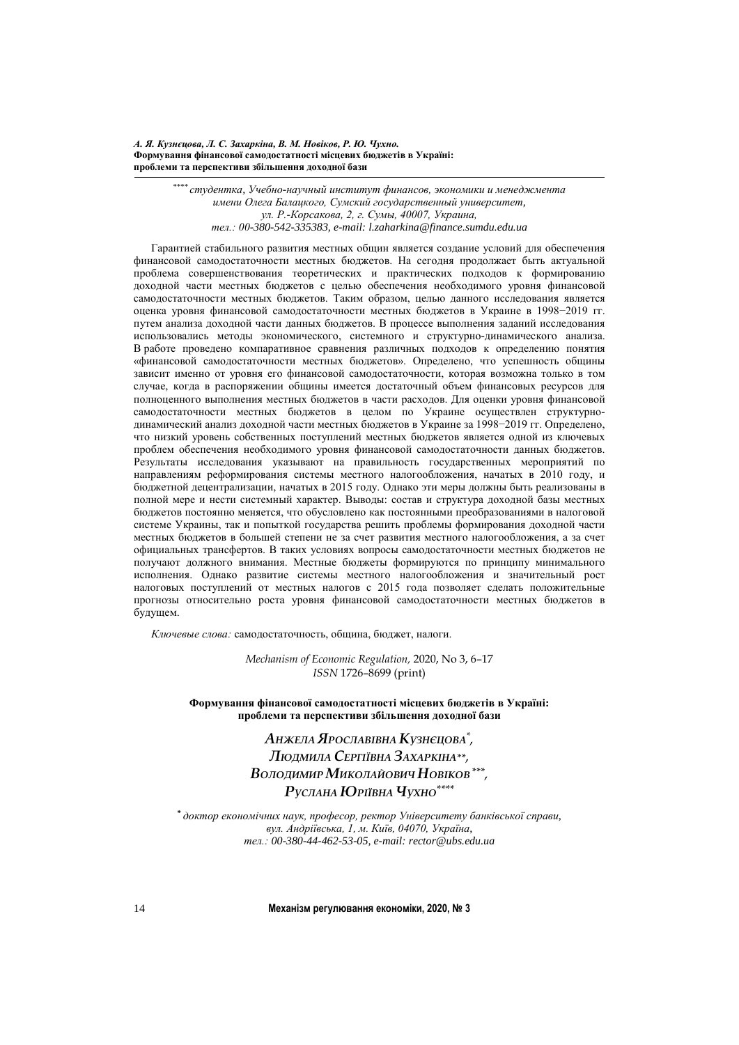[****] *студентка, Учебно-научный институт финансов, экономики и менеджмента имени Олега Балацкого, Сумский государственный университет, ул. Р.-Корсакова, 2, г. Сумы, 40007, Украина, тел.: 00-380-542-335383, e-mail: l.zaharkina@finance.sumdu.edu.ua*

Гарантией стабильного развития местных общин является создание условий для обеспечения финансовой самодостаточности местных бюджетов. На сегодня продолжает быть актуальной проблема совершенствования теоретических и практических подходов к формированию доходной части местных бюджетов с целью обеспечения необходимого уровня финансовой самодостаточности местных бюджетов. Таким образом, целью данного исследования является оценка уровня финансовой самодостаточности местных бюджетов в Украине в 1998−2019 гг. путем анализа доходной части данных бюджетов. В процессе выполнения заданий исследования использовались методы экономического, системного и структурно-динамического анализа. В работе проведено компаративное сравнения различных подходов к определению понятия «финансовой самодостаточности местных бюджетов». Определено, что успешность общины зависит именно от уровня его финансовой самодостаточности, которая возможна только в том случае, когда в распоряжении общины имеется достаточный объем финансовых ресурсов для полноценного выполнения местных бюджетов в части расходов. Для оценки уровня финансовой самодостаточности местных бюджетов в целом по Украине осуществлен структурно-динамический анализ доходной части местных бюджетов в Украине за 1998−2019 гг. Определено, что низкий уровень собственных поступлений местных бюджетов является одной из ключевых проблем обеспечения необходимого уровня финансовой самодостаточности данных бюджетов. Результаты исследования указывают на правильность государственных мероприятий по направлениям реформирования системы местного налогообложения, начатых в 2010 году, и бюджетной децентрализации, начатых в 2015 году. Однако эти меры должны быть реализованы в полной мере и нести системный характер. Выводы: состав и структура доходной базы местных бюджетов постоянно меняется, что обусловлено как постоянными преобразованиями в налоговой системе Украины, так и попыткой государства решить проблемы формирования доходной части местных бюджетов в большей степени не за счет развития местного налогообложения, а за счет официальных трансфертов. В таких условиях вопросы самодостаточности местных бюджетов не получают должного внимания. Местные бюджеты формируются по принципу минимального исполнения. Однако развитие системы местного налогообложения и значительный рост налоговых поступлений от местных налогов с 2015 года позволяет сделать положительные прогнозы относительно роста уровня финансовой самодостаточности местных бюджетов в будущем.

*Ключевые слова:* самодостаточность, община, бюджет, налоги.

*Mechanism of Economic Regulation,* 2020, No 3, 6–17
*ISSN* 1726–8699 (print)

**Формування фінансової самодостатності місцевих бюджетів в Україні: проблеми та перспективи збільшення доходної бази**

***Анжела Ярославівна Кузнєцова**[*]*,
***Людмила Сергіївна Захаркіна**[**]*,
***Володимир Миколайович Новіков**[***]*,
***Руслана Юріївна Чухно**[****]*

[*] *доктор економічних наук, професор, ректор Університету банківської справи, вул. Андріївська, 1, м. Київ, 04070, Україна, тел.: 00-380-44-462-53-05, e-mail: rector@ubs.edu.ua*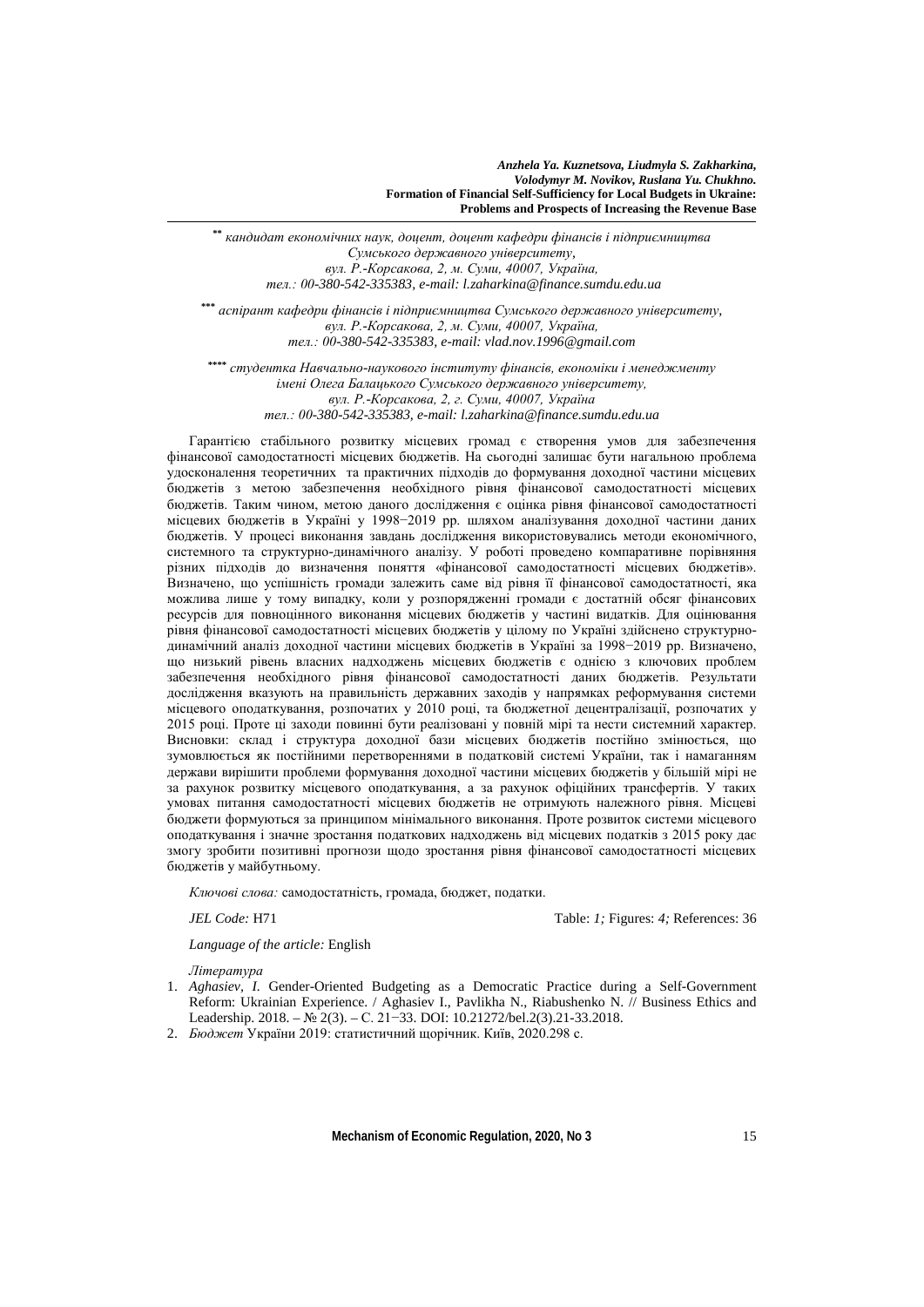[**] кандидат економічних наук, доцент, доцент кафедри фінансів і підприємництва Сумського державного університету,
вул. Р.-Корсакова, 2, м. Суми, 40007, Україна,
тел.: 00-380-542-335383, e-mail: l.zaharkina@finance.sumdu.edu.ua

[***] аспірант кафедри фінансів і підприємництва Сумського державного університету,
вул. Р.-Корсакова, 2, м. Суми, 40007, Україна,
тел.: 00-380-542-335383, e-mail: vlad.nov.1996@gmail.com

[****] студентка Навчально-наукового інституту фінансів, економіки і менеджменту імені Олега Балацького Сумського державного університету,
вул. Р.-Корсакова, 2, г. Суми, 40007, Україна
тел.: 00-380-542-335383, e-mail: l.zaharkina@finance.sumdu.edu.ua

Гарантією стабільного розвитку місцевих громад є створення умов для забезпечення фінансової самодостатності місцевих бюджетів. На сьогодні залишає бути нагальною проблема удосконалення теоретичних та практичних підходів до формування доходної частини місцевих бюджетів з метою забезпечення необхідного рівня фінансової самодостатності місцевих бюджетів. Таким чином, метою даного дослідження є оцінка рівня фінансової самодостатності місцевих бюджетів в Україні у 1998−2019 рр. шляхом аналізування доходної частини даних бюджетів. У процесі виконання завдань дослідження використовувались методи економічного, системного та структурно-динамічного аналізу. У роботі проведено компаративне порівняння різних підходів до визначення поняття «фінансової самодостатності місцевих бюджетів». Визначено, що успішність громади залежить саме від рівня її фінансової самодостатності, яка можлива лише у тому випадку, коли у розпорядженні громади є достатній обсяг фінансових ресурсів для повноцінного виконання місцевих бюджетів у частині видатків. Для оцінювання рівня фінансової самодостатності місцевих бюджетів у цілому по Україні здійснено структурно-динамічний аналіз доходної частини місцевих бюджетів в Україні за 1998−2019 рр. Визначено, що низький рівень власних надходжень місцевих бюджетів є однією з ключових проблем забезпечення необхідного рівня фінансової самодостатності даних бюджетів. Результати дослідження вказують на правильність державних заходів у напрямках реформування системи місцевого оподаткування, розпочатих у 2010 році, та бюджетної децентралізації, розпочатих у 2015 році. Проте ці заходи повинні бути реалізовані у повній мірі та нести системний характер. Висновки: склад і структура доходної бази місцевих бюджетів постійно змінюється, що зумовлюється як постійними перетвореннями в податковій системі України, так і намаганням держави вирішити проблеми формування доходної частини місцевих бюджетів у більшій мірі не за рахунок розвитку місцевого оподаткування, а за рахунок офіційних трансфертів. У таких умовах питання самодостатності місцевих бюджетів не отримують належного рівня. Місцеві бюджети формуються за принципом мінімального виконання. Проте розвиток системи місцевого оподаткування і значне зростання податкових надходжень від місцевих податків з 2015 року дає змогу зробити позитивні прогнози щодо зростання рівня фінансової самодостатності місцевих бюджетів у майбутньому.

*Ключові слова:* самодостатність, громада, бюджет, податки.

*JEL Code:* H71 Table: *1;* Figures: *4;* References: 36

*Language of the article:* English

*Література*

1. *Aghasiev, I.* Gender-Oriented Budgeting as a Democratic Practice during a Self-Government Reform: Ukrainian Experience. / Aghasiev I., Pavlikha N., Riabushenko N. // Business Ethics and Leadership. 2018. – № 2(3). – С. 21−33. DOI: 10.21272/bel.2(3).21-33.2018.
2. *Бюджет* України 2019: статистичний щорічник. Київ, 2020.298 с.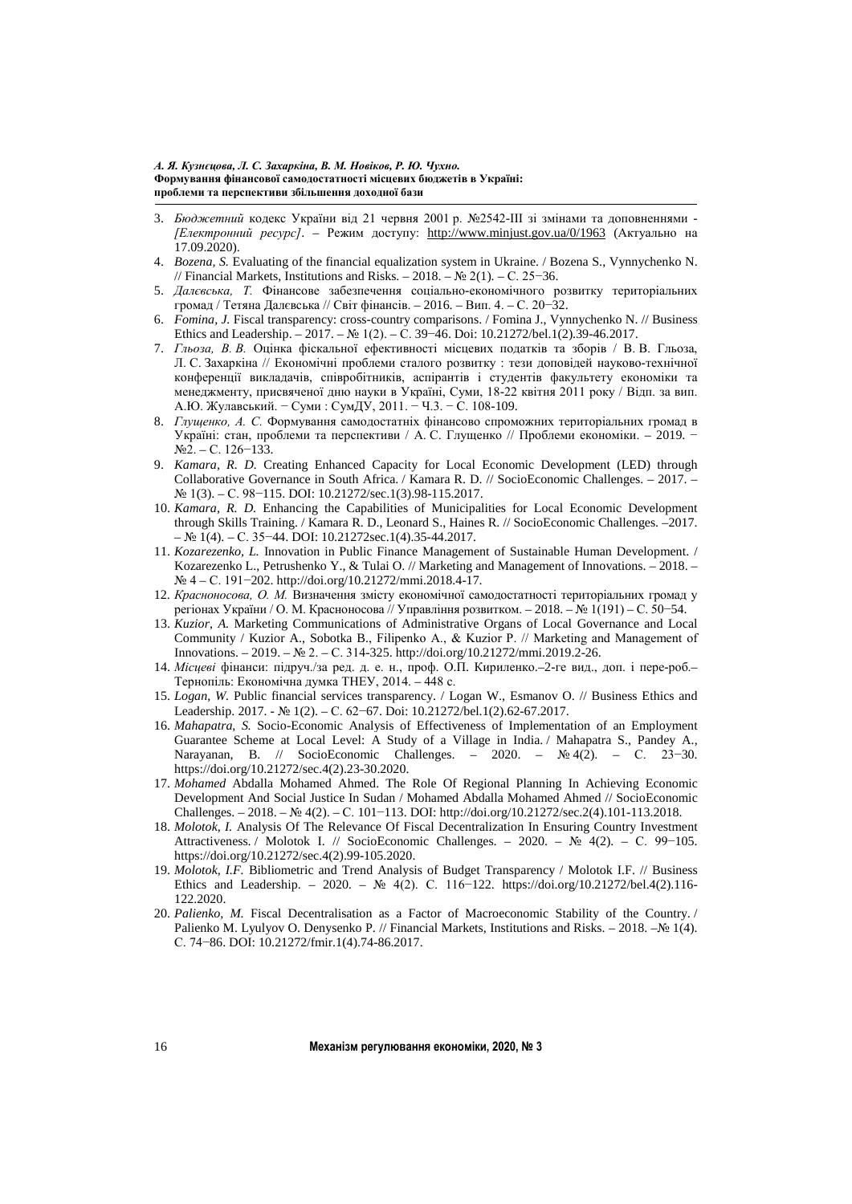3. *Бюджетний* кодекс України від 21 червня 2001 р. №2542-III зі змінами та доповненнями - *[Електронний ресурс]*. – Режим доступу: http://www.minjust.gov.ua/0/1963 (Актуально на 17.09.2020).
4. *Bozena, S.* Evaluating of the financial equalization system in Ukraine. / Bozena S., Vynnychenko N. // Financial Markets, Institutions and Risks. – 2018. – № 2(1). – С. 25−36.
5. *Далєвська, Т.* Фінансове забезпечення соціально-економічного розвитку територіальних громад / Тетяна Далєвська // Світ фінансів. – 2016. – Вип. 4. – С. 20−32.
6. *Fomina, J.* Fiscal transparency: cross-country comparisons. / Fomina J., Vynnychenko N. // Business Ethics and Leadership. – 2017. – № 1(2). – С. 39−46. Doi: 10.21272/bel.1(2).39-46.2017.
7. *Гльоза, В. В.* Оцінка фіскальної ефективності місцевих податків та зборів / В. В. Гльоза, Л. С. Захаркіна // Економічні проблеми сталого розвитку : тези доповідей науково-технічної конференції викладачів, співробітників, аспірантів і студентів факультету економіки та менеджменту, присвяченої дню науки в Україні, Суми, 18-22 квітня 2011 року / Відп. за вип. А.Ю. Жулавський. − Суми : СумДУ, 2011. − Ч.3. − С. 108-109.
8. *Глущенко, А. С.* Формування самодостатніх фінансово спроможних територіальних громад в Україні: стан, проблеми та перспективи / А. С. Глущенко // Проблеми економіки. – 2019. − №2. – С. 126−133.
9. *Kamara, R. D.* Creating Enhanced Capacity for Local Economic Development (LED) through Collaborative Governance in South Africa. / Kamara R. D. // SocioEconomic Challenges. – 2017. – № 1(3). – С. 98−115. DOI: 10.21272/sec.1(3).98-115.2017.
10. *Kamara, R. D.* Enhancing the Capabilities of Municipalities for Local Economic Development through Skills Training. / Kamara R. D., Leonard S., Haines R. // SocioEconomic Challenges. –2017. – № 1(4). – С. 35−44. DOI: 10.21272sec.1(4).35-44.2017.
11. *Kozarezenko, L.* Innovation in Public Finance Management of Sustainable Human Development. / Kozarezenko L., Petrushenko Y., & Tulai O. // Marketing and Management of Innovations. – 2018. – № 4 – С. 191−202. http://doi.org/10.21272/mmi.2018.4-17.
12. *Красноносова, О. М.* Визначення змісту економічної самодостатності територіальних громад у регіонах України / О. М. Красноносова // Управління розвитком. – 2018. – № 1(191) – С. 50−54.
13. *Kuzior, A.* Marketing Communications of Administrative Organs of Local Governance and Local Community / Kuzior A., Sobotka B., Filipenko A., & Kuzior P. // Marketing and Management of Innovations. – 2019. – № 2. – С. 314-325. http://doi.org/10.21272/mmi.2019.2-26.
14. *Місцеві* фінанси: підруч./за ред. д. е. н., проф. О.П. Кириленко.–2-ге вид., доп. і пере-роб.– Тернопіль: Економічна думка ТНЕУ, 2014. – 448 с.
15. *Logan, W.* Public financial services transparency. / Logan W., Esmanov O. // Business Ethics and Leadership. 2017. - № 1(2). – С. 62−67. Doi: 10.21272/bel.1(2).62-67.2017.
16. *Mahapatra, S.* Socio-Economic Analysis of Effectiveness of Implementation of an Employment Guarantee Scheme at Local Level: A Study of a Village in India. / Mahapatra S., Pandey A., Narayanan, B. // SocioEconomic Challenges. – 2020. – № 4(2). – С. 23−30. https://doi.org/10.21272/sec.4(2).23-30.2020.
17. *Mohamed* Abdalla Mohamed Ahmed. The Role Of Regional Planning In Achieving Economic Development And Social Justice In Sudan / Mohamed Abdalla Mohamed Ahmed // SocioEconomic Challenges. – 2018. – № 4(2). – С. 101−113. DOI: http://doi.org/10.21272/sec.2(4).101-113.2018.
18. *Molotok, I.* Analysis Of The Relevance Of Fiscal Decentralization In Ensuring Country Investment Attractiveness. / Molotok I. // SocioEconomic Challenges. – 2020. – № 4(2). – С. 99−105. https://doi.org/10.21272/sec.4(2).99-105.2020.
19. *Molotok, I.F.* Bibliometric and Trend Analysis of Budget Transparency / Molotok I.F. // Business Ethics and Leadership. – 2020. – № 4(2). С. 116−122. https://doi.org/10.21272/bel.4(2).116-122.2020.
20. *Palienko, M.* Fiscal Decentralisation as a Factor of Macroeconomic Stability of the Country. / Palienko M. Lyulyov O. Denysenko P. // Financial Markets, Institutions and Risks. – 2018. –№ 1(4). С. 74−86. DOI: 10.21272/fmir.1(4).74-86.2017.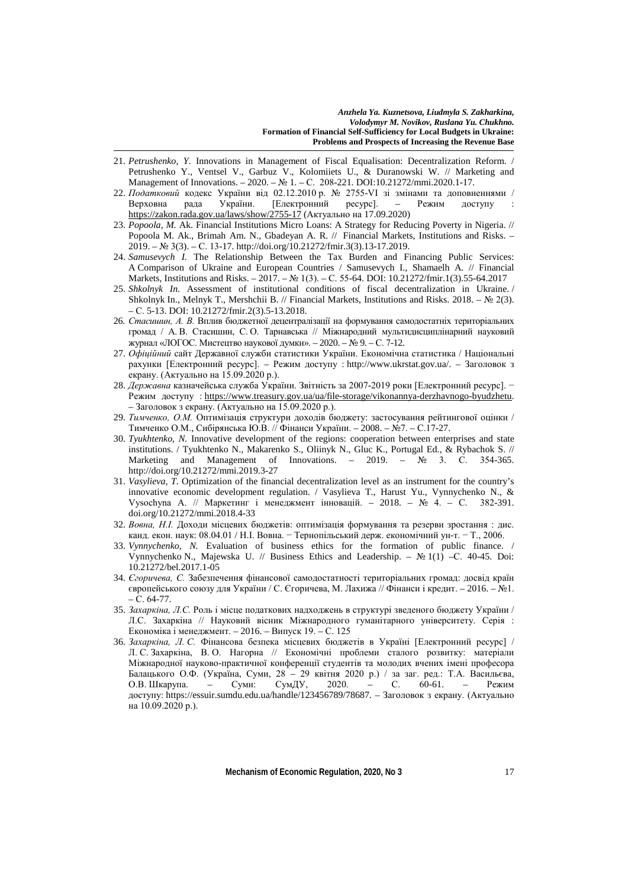21. *Petrushenko, Y.* Innovations in Management of Fiscal Equalisation: Decentralization Reform. / Petrushenko Y., Ventsel V., Garbuz V., Kolomiiets U., & Duranowski W. // Marketing and Management of Innovations. – 2020. – № 1. – С. 208-221. DOI:10.21272/mmi.2020.1-17.
22. *Податковий* кодекс України від 02.12.2010 р. № 2755-VI зі змінами та доповненнями / Верховна рада України. [Електронний ресурс]. – Режим доступу : https://zakon.rada.gov.ua/laws/show/2755-17 (Актуально на 17.09.2020)
23. *Popoola, M.* Ak. Financial Institutions Micro Loans: A Strategy for Reducing Poverty in Nigeria. // Popoola M. Ak., Brimah Am. N., Gbadeyan A. R. // Financial Markets, Institutions and Risks. – 2019. – № 3(3). – С. 13-17. http://doi.org/10.21272/fmir.3(3).13-17.2019.
24. *Samusevych I.* The Relationship Between the Tax Burden and Financing Public Services: A Comparison of Ukraine and European Countries / Samusevych I., Shamaelh A. // Financial Markets, Institutions and Risks. – 2017. – № 1(3). – С. 55-64. DOI: 10.21272/fmir.1(3).55-64.2017
25. *Shkolnyk In.* Assessment of institutional conditions of fiscal decentralization in Ukraine. / Shkolnyk In., Melnyk T., Mershchii B. // Financial Markets, Institutions and Risks. 2018. – № 2(3). – С. 5-13. DOI: 10.21272/fmir.2(3).5-13.2018.
26. *Стасишин, А. В.* Вплив бюджетної децентралізації на формування самодостатніх територіальних громад / А. В. Стасишин, С. О. Тарнавська // Міжнародний мультидисциплінарний науковий журнал «ЛОГОС. Мистецтво наукової думки». – 2020. – № 9. – С. 7-12.
27. *Офіційний* сайт Державної служби статистики України. Економічна статистика / Національні рахунки [Електронний ресурс]. – Режим доступу : http://www.ukrstat.gov.ua/. – Заголовок з екрану. (Актуально на 15.09.2020 р.).
28. *Державна* казначейська служба України. Звітність за 2007-2019 роки [Електронний ресурс]. − Режим доступу : https://www.treasury.gov.ua/ua/file-storage/vikonannya-derzhavnogo-byudzhetu. – Заголовок з екрану. (Актуально на 15.09.2020 р.).
29. *Тимченко, О.М.* Оптимізація структури доходів бюджету: застосування рейтингової оцінки / Тимченко О.М., Сибірянська Ю.В. // Фінанси України. – 2008. – №7. – С.17-27.
30. *Tyukhtenko, N.* Innovative development of the regions: cooperation between enterprises and state institutions. / Tyukhtenko N., Makarenko S., Oliinyk N., Gluc K., Portugal Ed., & Rybachok S. // Marketing and Management of Innovations. – 2019. – № 3. С. 354-365. http://doi.org/10.21272/mmi.2019.3-27
31. *Vasylieva, T.* Optimization of the financial decentralization level as an instrument for the country's innovative economic development regulation. / Vasylieva T., Harust Yu., Vynnychenko N., & Vysochyna A. // Маркетинг і менеджмент інновацій. – 2018. – № 4. – С. 382-391. doi.org/10.21272/mmi.2018.4-33
32. *Вовна, Н.І.* Доходи місцевих бюджетів: оптимізація формування та резерви зростання : дис. канд. екон. наук: 08.04.01 / Н.І. Вовна. − Тернопільський держ. економічний ун-т. − Т., 2006.
33. *Vynnychenko, N.* Evaluation of business ethics for the formation of public finance. / Vynnychenko N., Majewska U. // Business Ethics and Leadership. – № 1(1) –С. 40-45. Doi: 10.21272/bel.2017.1-05
34. *Єгоричева, С.* Забезпечення фінансової самодостатності територіальних громад: досвід країн європейського союзу для України / С. Єгоричева, М. Лахижа // Фінанси і кредит. – 2016. – №1. – С. 64-77.
35. *Захаркіна, Л.С.* Роль і місце податкових надходжень в структурі зведеного бюджету України / Л.С. Захаркіна // Науковий вісник Міжнародного гуманітарного університету. Серія : Економіка і менеджмент. – 2016. – Випуск 19. – С. 125
36. *Захаркіна, Л. С.* Фінансова безпека місцевих бюджетів в Україні [Електронний ресурс] / Л. С. Захаркіна, В. О. Нагорна // Економічні проблеми сталого розвитку: матеріали Міжнародної науково-практичної конференції студентів та молодих вчених імені професора Балацького О.Ф. (Україна, Суми, 28 – 29 квітня 2020 р.) / за заг. ред.: Т.А. Васильєва, О.В. Шкарупа. – Суми: СумДУ, 2020. – С. 60-61. – Режим доступу: https://essuir.sumdu.edu.ua/handle/123456789/78687. – Заголовок з екрану. (Актуально на 10.09.2020 р.).